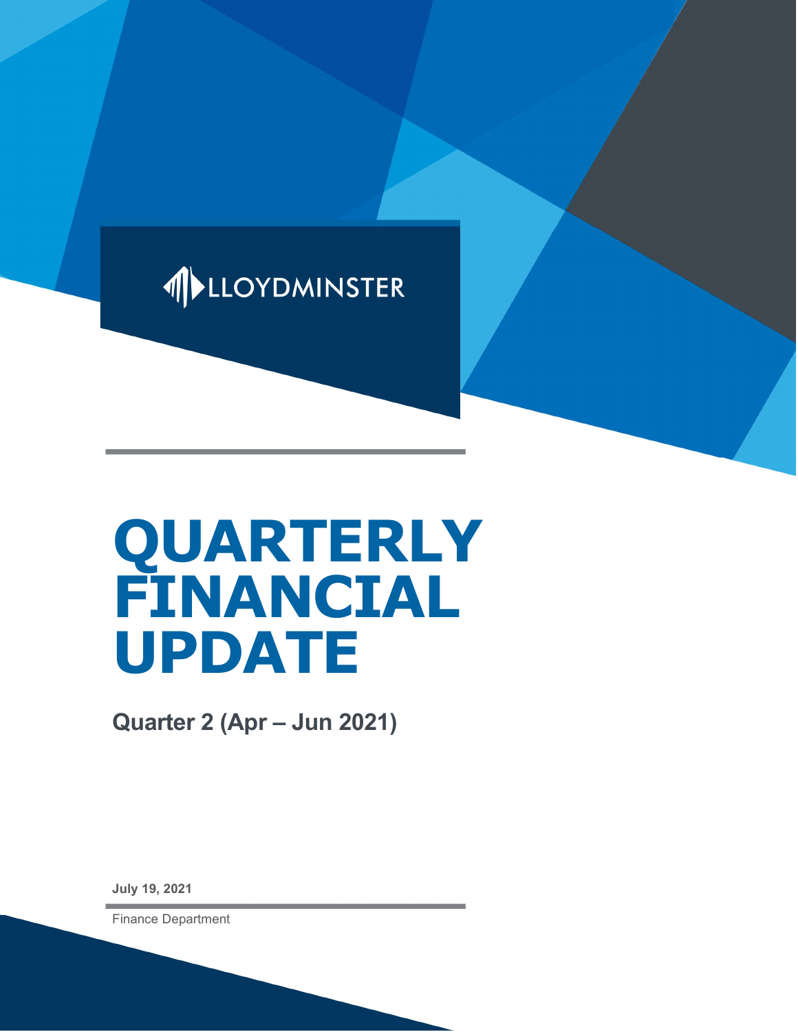LLOYDMINSTER

# QUARTERLY FINANCIAL UPDATE

## Quarter 2 (Apr – Jun 2021)

**July 19, 2021**

Finance Department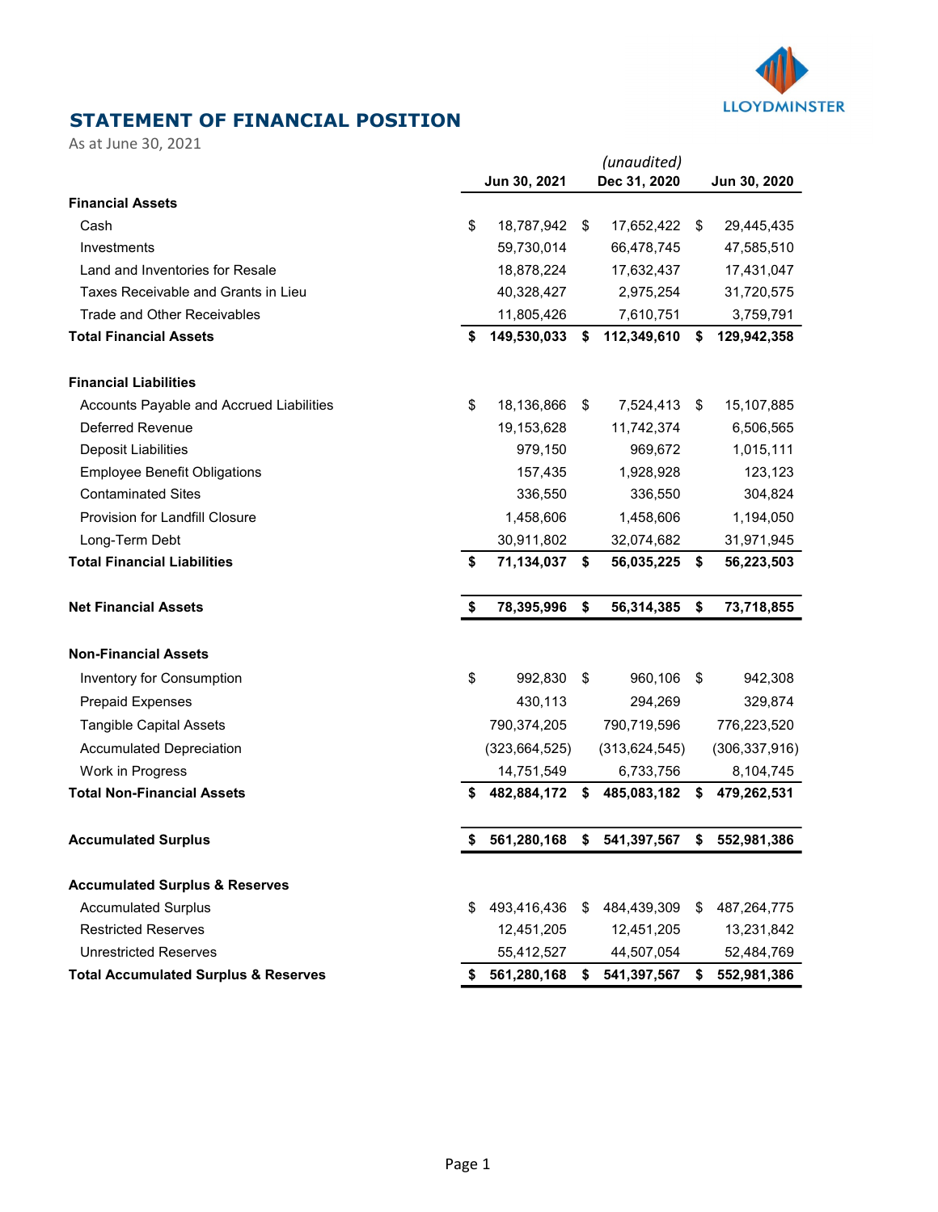## STATEMENT OF FINANCIAL POSITION

As at June 30, 2021

| | Jun 30, 2021 | *(unaudited)* Dec 31, 2020 | Jun 30, 2020 |
|---|---|---|---|
| **Financial Assets** | | | |
| Cash | $ 18,787,942 | $ 17,652,422 | $ 29,445,435 |
| Investments | 59,730,014 | 66,478,745 | 47,585,510 |
| Land and Inventories for Resale | 18,878,224 | 17,632,437 | 17,431,047 |
| Taxes Receivable and Grants in Lieu | 40,328,427 | 2,975,254 | 31,720,575 |
| Trade and Other Receivables | 11,805,426 | 7,610,751 | 3,759,791 |
| **Total Financial Assets** | **$ 149,530,033** | **$ 112,349,610** | **$ 129,942,358** |
| | | | |
| **Financial Liabilities** | | | |
| Accounts Payable and Accrued Liabilities | $ 18,136,866 | $ 7,524,413 | $ 15,107,885 |
| Deferred Revenue | 19,153,628 | 11,742,374 | 6,506,565 |
| Deposit Liabilities | 979,150 | 969,672 | 1,015,111 |
| Employee Benefit Obligations | 157,435 | 1,928,928 | 123,123 |
| Contaminated Sites | 336,550 | 336,550 | 304,824 |
| Provision for Landfill Closure | 1,458,606 | 1,458,606 | 1,194,050 |
| Long-Term Debt | 30,911,802 | 32,074,682 | 31,971,945 |
| **Total Financial Liabilities** | **$ 71,134,037** | **$ 56,035,225** | **$ 56,223,503** |
| | | | |
| **Net Financial Assets** | **$ 78,395,996** | **$ 56,314,385** | **$ 73,718,855** |
| | | | |
| **Non-Financial Assets** | | | |
| Inventory for Consumption | $ 992,830 | $ 960,106 | $ 942,308 |
| Prepaid Expenses | 430,113 | 294,269 | 329,874 |
| Tangible Capital Assets | 790,374,205 | 790,719,596 | 776,223,520 |
| Accumulated Depreciation | (323,664,525) | (313,624,545) | (306,337,916) |
| Work in Progress | 14,751,549 | 6,733,756 | 8,104,745 |
| **Total Non-Financial Assets** | **$ 482,884,172** | **$ 485,083,182** | **$ 479,262,531** |
| | | | |
| **Accumulated Surplus** | **$ 561,280,168** | **$ 541,397,567** | **$ 552,981,386** |
| | | | |
| **Accumulated Surplus & Reserves** | | | |
| Accumulated Surplus | $ 493,416,436 | $ 484,439,309 | $ 487,264,775 |
| Restricted Reserves | 12,451,205 | 12,451,205 | 13,231,842 |
| Unrestricted Reserves | 55,412,527 | 44,507,054 | 52,484,769 |
| **Total Accumulated Surplus & Reserves** | **$ 561,280,168** | **$ 541,397,567** | **$ 552,981,386** |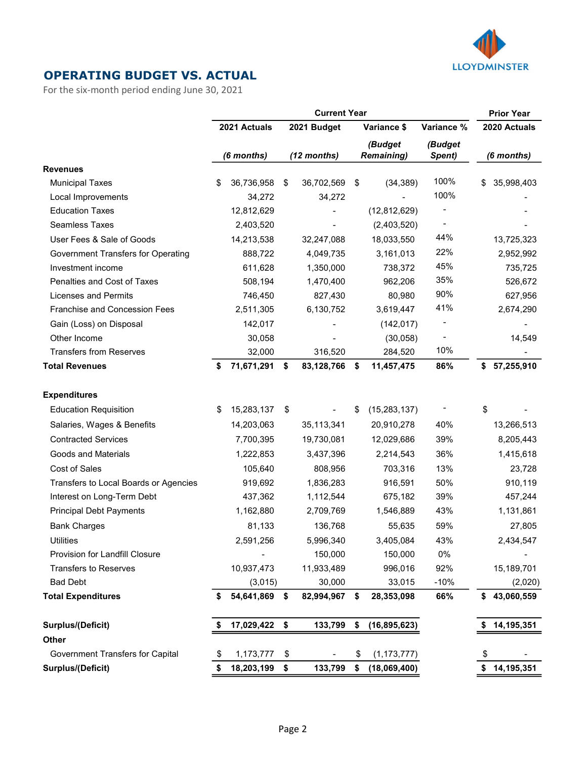## OPERATING BUDGET VS. ACTUAL

For the six-month period ending June 30, 2021

| | Current Year | | | | Prior Year |
|---|---|---|---|---|---|
| | 2021 Actuals | 2021 Budget | Variance $ | Variance % | 2020 Actuals |
| | *(6 months)* | *(12 months)* | *(Budget Remaining)* | *(Budget Spent)* | *(6 months)* |
| **Revenues** | | | | | |
| Municipal Taxes | $ 36,736,958 | $ 36,702,569 | $ (34,389) | 100% | $ 35,998,403 |
| Local Improvements | 34,272 | 34,272 | - | 100% | - |
| Education Taxes | 12,812,629 | - | (12,812,629) | - | - |
| Seamless Taxes | 2,403,520 | - | (2,403,520) | - | - |
| User Fees & Sale of Goods | 14,213,538 | 32,247,088 | 18,033,550 | 44% | 13,725,323 |
| Government Transfers for Operating | 888,722 | 4,049,735 | 3,161,013 | 22% | 2,952,992 |
| Investment income | 611,628 | 1,350,000 | 738,372 | 45% | 735,725 |
| Penalties and Cost of Taxes | 508,194 | 1,470,400 | 962,206 | 35% | 526,672 |
| Licenses and Permits | 746,450 | 827,430 | 80,980 | 90% | 627,956 |
| Franchise and Concession Fees | 2,511,305 | 6,130,752 | 3,619,447 | 41% | 2,674,290 |
| Gain (Loss) on Disposal | 142,017 | - | (142,017) | - | - |
| Other Income | 30,058 | - | (30,058) | - | 14,549 |
| Transfers from Reserves | 32,000 | 316,520 | 284,520 | 10% | - |
| **Total Revenues** | **$ 71,671,291** | **$ 83,128,766** | **$ 11,457,475** | **86%** | **$ 57,255,910** |
| **Expenditures** | | | | | |
| Education Requisition | $ 15,283,137 | $ - | $ (15,283,137) | - | $ - |
| Salaries, Wages & Benefits | 14,203,063 | 35,113,341 | 20,910,278 | 40% | 13,266,513 |
| Contracted Services | 7,700,395 | 19,730,081 | 12,029,686 | 39% | 8,205,443 |
| Goods and Materials | 1,222,853 | 3,437,396 | 2,214,543 | 36% | 1,415,618 |
| Cost of Sales | 105,640 | 808,956 | 703,316 | 13% | 23,728 |
| Transfers to Local Boards or Agencies | 919,692 | 1,836,283 | 916,591 | 50% | 910,119 |
| Interest on Long-Term Debt | 437,362 | 1,112,544 | 675,182 | 39% | 457,244 |
| Principal Debt Payments | 1,162,880 | 2,709,769 | 1,546,889 | 43% | 1,131,861 |
| Bank Charges | 81,133 | 136,768 | 55,635 | 59% | 27,805 |
| Utilities | 2,591,256 | 5,996,340 | 3,405,084 | 43% | 2,434,547 |
| Provision for Landfill Closure | - | 150,000 | 150,000 | 0% | - |
| Transfers to Reserves | 10,937,473 | 11,933,489 | 996,016 | 92% | 15,189,701 |
| Bad Debt | (3,015) | 30,000 | 33,015 | -10% | (2,020) |
| **Total Expenditures** | **$ 54,641,869** | **$ 82,994,967** | **$ 28,353,098** | **66%** | **$ 43,060,559** |
| **Surplus/(Deficit)** | **$ 17,029,422** | **$ 133,799** | **$ (16,895,623)** | | **$ 14,195,351** |
| **Other** | | | | | |
| Government Transfers for Capital | $ 1,173,777 | $ - | $ (1,173,777) | | $ - |
| **Surplus/(Deficit)** | **$ 18,203,199** | **$ 133,799** | **$ (18,069,400)** | | **$ 14,195,351** |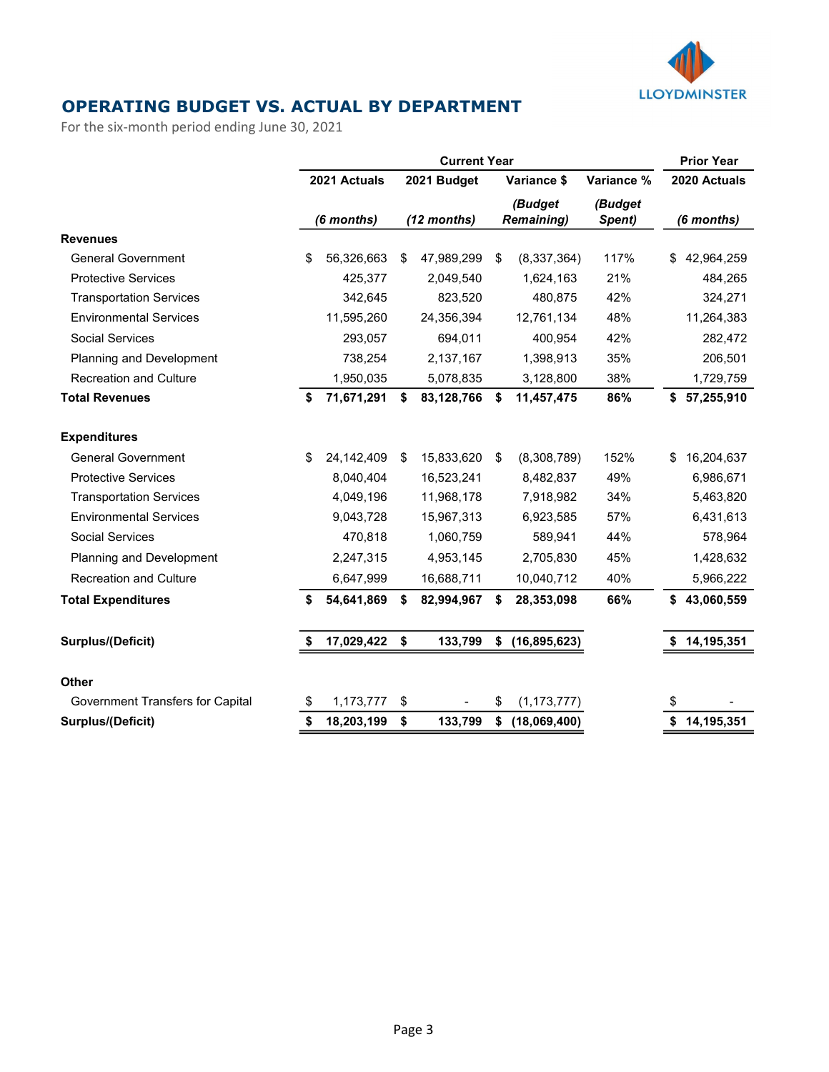## OPERATING BUDGET VS. ACTUAL BY DEPARTMENT

For the six-month period ending June 30, 2021

| | Current Year | | | | Prior Year |
|---|---|---|---|---|---|
| | 2021 Actuals | 2021 Budget | Variance $ | Variance % | 2020 Actuals |
| | *(6 months)* | *(12 months)* | *(Budget Remaining)* | *(Budget Spent)* | *(6 months)* |
| **Revenues** | | | | | |
| General Government | $ 56,326,663 | $ 47,989,299 | $ (8,337,364) | 117% | $ 42,964,259 |
| Protective Services | 425,377 | 2,049,540 | 1,624,163 | 21% | 484,265 |
| Transportation Services | 342,645 | 823,520 | 480,875 | 42% | 324,271 |
| Environmental Services | 11,595,260 | 24,356,394 | 12,761,134 | 48% | 11,264,383 |
| Social Services | 293,057 | 694,011 | 400,954 | 42% | 282,472 |
| Planning and Development | 738,254 | 2,137,167 | 1,398,913 | 35% | 206,501 |
| Recreation and Culture | 1,950,035 | 5,078,835 | 3,128,800 | 38% | 1,729,759 |
| **Total Revenues** | **$ 71,671,291** | **$ 83,128,766** | **$ 11,457,475** | **86%** | **$ 57,255,910** |
| **Expenditures** | | | | | |
| General Government | $ 24,142,409 | $ 15,833,620 | $ (8,308,789) | 152% | $ 16,204,637 |
| Protective Services | 8,040,404 | 16,523,241 | 8,482,837 | 49% | 6,986,671 |
| Transportation Services | 4,049,196 | 11,968,178 | 7,918,982 | 34% | 5,463,820 |
| Environmental Services | 9,043,728 | 15,967,313 | 6,923,585 | 57% | 6,431,613 |
| Social Services | 470,818 | 1,060,759 | 589,941 | 44% | 578,964 |
| Planning and Development | 2,247,315 | 4,953,145 | 2,705,830 | 45% | 1,428,632 |
| Recreation and Culture | 6,647,999 | 16,688,711 | 10,040,712 | 40% | 5,966,222 |
| **Total Expenditures** | **$ 54,641,869** | **$ 82,994,967** | **$ 28,353,098** | **66%** | **$ 43,060,559** |
| **Surplus/(Deficit)** | **$ 17,029,422** | **$ 133,799** | **$ (16,895,623)** | | **$ 14,195,351** |
| **Other** | | | | | |
| Government Transfers for Capital | $ 1,173,777 | $ - | $ (1,173,777) | | $ - |
| **Surplus/(Deficit)** | **$ 18,203,199** | **$ 133,799** | **$ (18,069,400)** | | **$ 14,195,351** |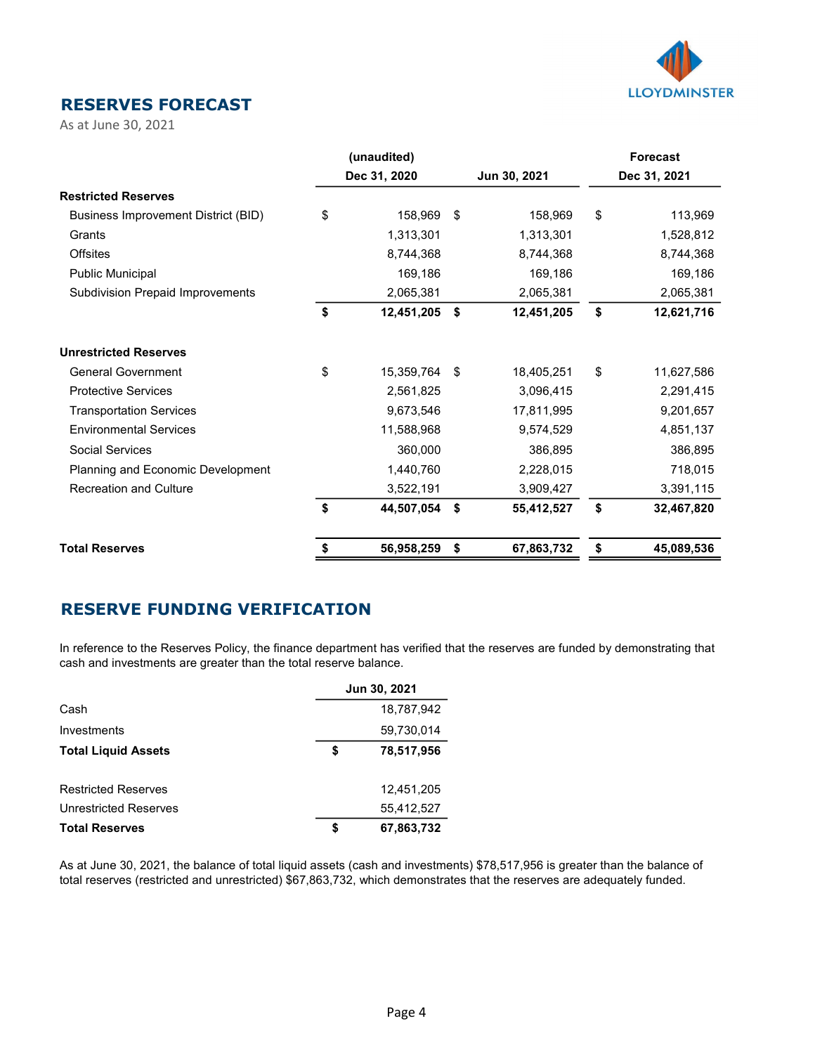## RESERVES FORECAST

As at June 30, 2021

| | (unaudited) Dec 31, 2020 | Jun 30, 2021 | Forecast Dec 31, 2021 |
|---|---|---|---|
| **Restricted Reserves** | | | |
| Business Improvement District (BID) | $ 158,969 | $ 158,969 | $ 113,969 |
| Grants | 1,313,301 | 1,313,301 | 1,528,812 |
| Offsites | 8,744,368 | 8,744,368 | 8,744,368 |
| Public Municipal | 169,186 | 169,186 | 169,186 |
| Subdivision Prepaid Improvements | 2,065,381 | 2,065,381 | 2,065,381 |
| | **$ 12,451,205** | **$ 12,451,205** | **$ 12,621,716** |
| **Unrestricted Reserves** | | | |
| General Government | $ 15,359,764 | $ 18,405,251 | $ 11,627,586 |
| Protective Services | 2,561,825 | 3,096,415 | 2,291,415 |
| Transportation Services | 9,673,546 | 17,811,995 | 9,201,657 |
| Environmental Services | 11,588,968 | 9,574,529 | 4,851,137 |
| Social Services | 360,000 | 386,895 | 386,895 |
| Planning and Economic Development | 1,440,760 | 2,228,015 | 718,015 |
| Recreation and Culture | 3,522,191 | 3,909,427 | 3,391,115 |
| | **$ 44,507,054** | **$ 55,412,527** | **$ 32,467,820** |
| **Total Reserves** | **$ 56,958,259** | **$ 67,863,732** | **$ 45,089,536** |

## RESERVE FUNDING VERIFICATION

In reference to the Reserves Policy, the finance department has verified that the reserves are funded by demonstrating that cash and investments are greater than the total reserve balance.

| | Jun 30, 2021 |
|---|---|
| Cash | 18,787,942 |
| Investments | 59,730,014 |
| **Total Liquid Assets** | **$ 78,517,956** |
| | |
| Restricted Reserves | 12,451,205 |
| Unrestricted Reserves | 55,412,527 |
| **Total Reserves** | **$ 67,863,732** |

As at June 30, 2021, the balance of total liquid assets (cash and investments) $78,517,956 is greater than the balance of total reserves (restricted and unrestricted) $67,863,732, which demonstrates that the reserves are adequately funded.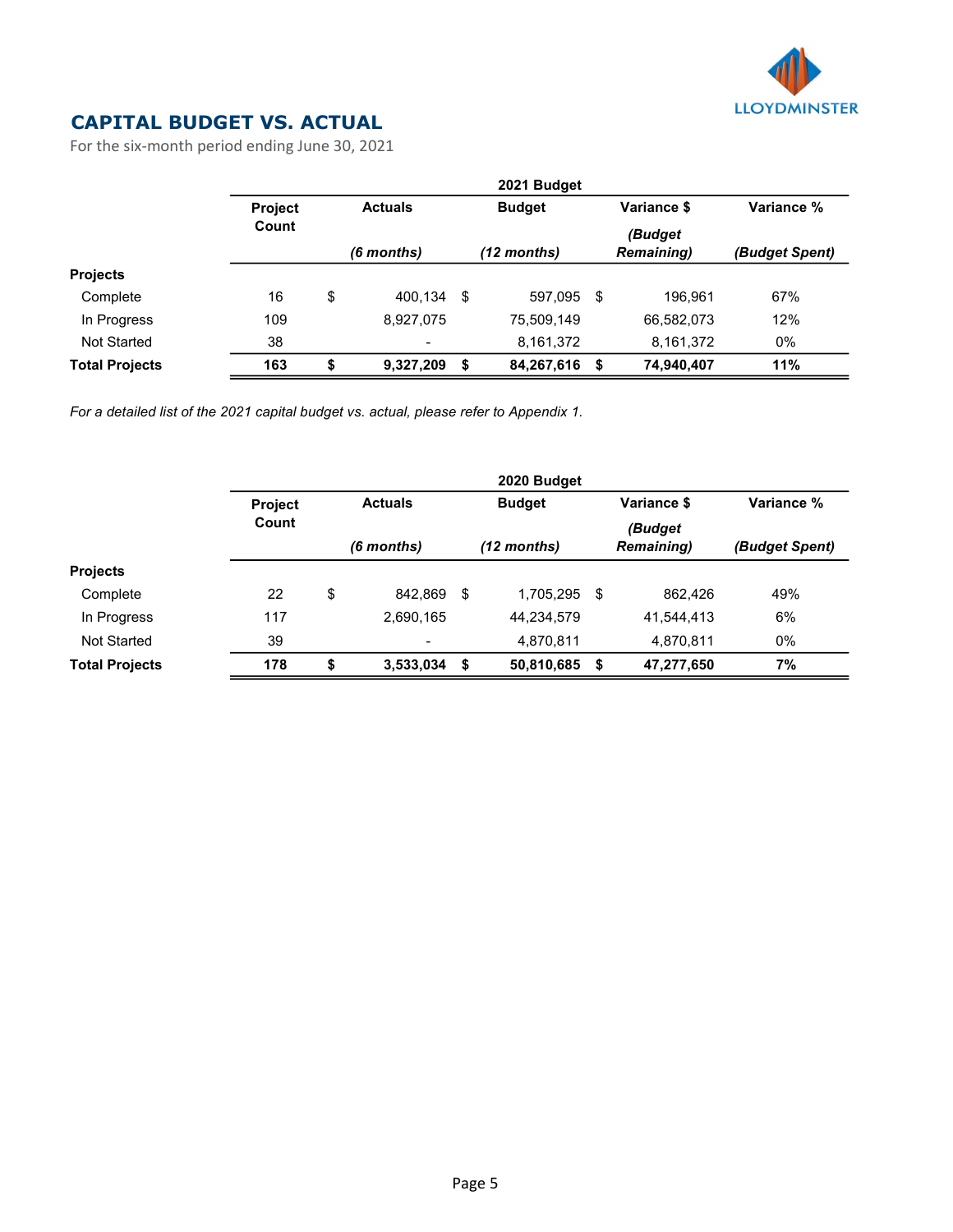## CAPITAL BUDGET VS. ACTUAL

For the six-month period ending June 30, 2021

| | 2021 Budget | | | | |
|---|---|---|---|---|---|
| | **Project Count** | **Actuals** *(6 months)* | **Budget** *(12 months)* | **Variance $** *(Budget Remaining)* | **Variance %** *(Budget Spent)* |
| **Projects** | | | | | |
| Complete | 16 | $ 400,134 | $ 597,095 | $ 196,961 | 67% |
| In Progress | 109 | 8,927,075 | 75,509,149 | 66,582,073 | 12% |
| Not Started | 38 | - | 8,161,372 | 8,161,372 | 0% |
| **Total Projects** | **163** | **$ 9,327,209** | **$ 84,267,616** | **$ 74,940,407** | **11%** |

*For a detailed list of the 2021 capital budget vs. actual, please refer to Appendix 1.*

| | 2020 Budget | | | | |
|---|---|---|---|---|---|
| | **Project Count** | **Actuals** *(6 months)* | **Budget** *(12 months)* | **Variance $** *(Budget Remaining)* | **Variance %** *(Budget Spent)* |
| **Projects** | | | | | |
| Complete | 22 | $ 842,869 | $ 1,705,295 | $ 862,426 | 49% |
| In Progress | 117 | 2,690,165 | 44,234,579 | 41,544,413 | 6% |
| Not Started | 39 | - | 4,870,811 | 4,870,811 | 0% |
| **Total Projects** | **178** | **$ 3,533,034** | **$ 50,810,685** | **$ 47,277,650** | **7%** |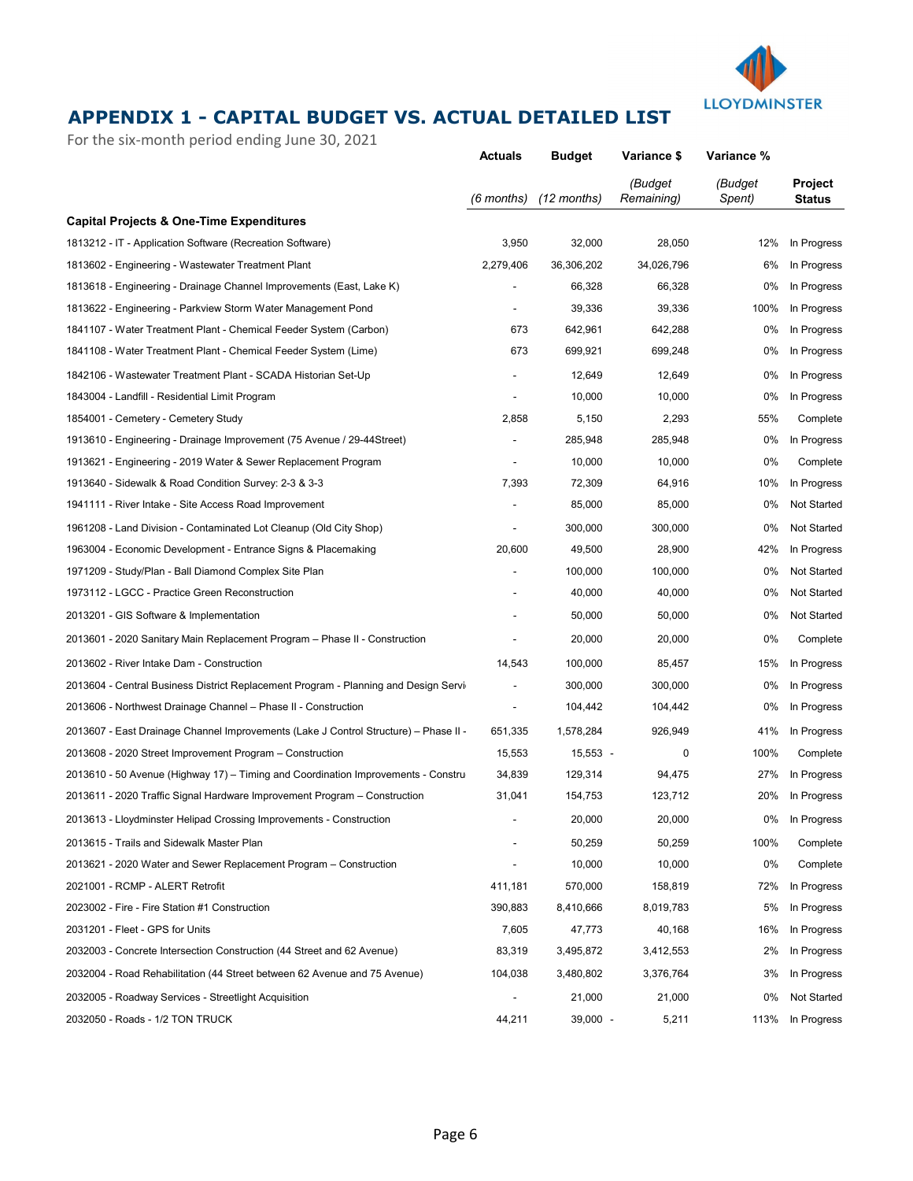## APPENDIX 1 - CAPITAL BUDGET VS. ACTUAL DETAILED LIST

For the six-month period ending June 30, 2021

| | Actuals | Budget | Variance $ | Variance % | |
|---|---|---|---|---|---|
| | *(6 months)* | *(12 months)* | *(Budget Remaining)* | *(Budget Spent)* | **Project Status** |
| **Capital Projects & One-Time Expenditures** | | | | | |
| 1813212 - IT - Application Software (Recreation Software) | 3,950 | 32,000 | 28,050 | 12% | In Progress |
| 1813602 - Engineering - Wastewater Treatment Plant | 2,279,406 | 36,306,202 | 34,026,796 | 6% | In Progress |
| 1813618 - Engineering - Drainage Channel Improvements (East, Lake K) | - | 66,328 | 66,328 | 0% | In Progress |
| 1813622 - Engineering - Parkview Storm Water Management Pond | - | 39,336 | 39,336 | 100% | In Progress |
| 1841107 - Water Treatment Plant - Chemical Feeder System (Carbon) | 673 | 642,961 | 642,288 | 0% | In Progress |
| 1841108 - Water Treatment Plant - Chemical Feeder System (Lime) | 673 | 699,921 | 699,248 | 0% | In Progress |
| 1842106 - Wastewater Treatment Plant - SCADA Historian Set-Up | - | 12,649 | 12,649 | 0% | In Progress |
| 1843004 - Landfill - Residential Limit Program | - | 10,000 | 10,000 | 0% | In Progress |
| 1854001 - Cemetery - Cemetery Study | 2,858 | 5,150 | 2,293 | 55% | Complete |
| 1913610 - Engineering - Drainage Improvement (75 Avenue / 29-44Street) | - | 285,948 | 285,948 | 0% | In Progress |
| 1913621 - Engineering - 2019 Water & Sewer Replacement Program | - | 10,000 | 10,000 | 0% | Complete |
| 1913640 - Sidewalk & Road Condition Survey: 2-3 & 3-3 | 7,393 | 72,309 | 64,916 | 10% | In Progress |
| 1941111 - River Intake - Site Access Road Improvement | - | 85,000 | 85,000 | 0% | Not Started |
| 1961208 - Land Division - Contaminated Lot Cleanup (Old City Shop) | - | 300,000 | 300,000 | 0% | Not Started |
| 1963004 - Economic Development - Entrance Signs & Placemaking | 20,600 | 49,500 | 28,900 | 42% | In Progress |
| 1971209 - Study/Plan - Ball Diamond Complex Site Plan | - | 100,000 | 100,000 | 0% | Not Started |
| 1973112 - LGCC - Practice Green Reconstruction | - | 40,000 | 40,000 | 0% | Not Started |
| 2013201 - GIS Software & Implementation | - | 50,000 | 50,000 | 0% | Not Started |
| 2013601 - 2020 Sanitary Main Replacement Program – Phase II - Construction | - | 20,000 | 20,000 | 0% | Complete |
| 2013602 - River Intake Dam - Construction | 14,543 | 100,000 | 85,457 | 15% | In Progress |
| 2013604 - Central Business District Replacement Program - Planning and Design Servi | - | 300,000 | 300,000 | 0% | In Progress |
| 2013606 - Northwest Drainage Channel – Phase II - Construction | - | 104,442 | 104,442 | 0% | In Progress |
| 2013607 - East Drainage Channel Improvements (Lake J Control Structure) – Phase II - | 651,335 | 1,578,284 | 926,949 | 41% | In Progress |
| 2013608 - 2020 Street Improvement Program – Construction | 15,553 | 15,553 | - 0 | 100% | Complete |
| 2013610 - 50 Avenue (Highway 17) – Timing and Coordination Improvements - Constru | 34,839 | 129,314 | 94,475 | 27% | In Progress |
| 2013611 - 2020 Traffic Signal Hardware Improvement Program – Construction | 31,041 | 154,753 | 123,712 | 20% | In Progress |
| 2013613 - Lloydminster Helipad Crossing Improvements - Construction | - | 20,000 | 20,000 | 0% | In Progress |
| 2013615 - Trails and Sidewalk Master Plan | - | 50,259 | 50,259 | 100% | Complete |
| 2013621 - 2020 Water and Sewer Replacement Program – Construction | - | 10,000 | 10,000 | 0% | Complete |
| 2021001 - RCMP - ALERT Retrofit | 411,181 | 570,000 | 158,819 | 72% | In Progress |
| 2023002 - Fire - Fire Station #1 Construction | 390,883 | 8,410,666 | 8,019,783 | 5% | In Progress |
| 2031201 - Fleet - GPS for Units | 7,605 | 47,773 | 40,168 | 16% | In Progress |
| 2032003 - Concrete Intersection Construction (44 Street and 62 Avenue) | 83,319 | 3,495,872 | 3,412,553 | 2% | In Progress |
| 2032004 - Road Rehabilitation (44 Street between 62 Avenue and 75 Avenue) | 104,038 | 3,480,802 | 3,376,764 | 3% | In Progress |
| 2032005 - Roadway Services - Streetlight Acquisition | - | 21,000 | 21,000 | 0% | Not Started |
| 2032050 - Roads - 1/2 TON TRUCK | 44,211 | 39,000 | - 5,211 | 113% | In Progress |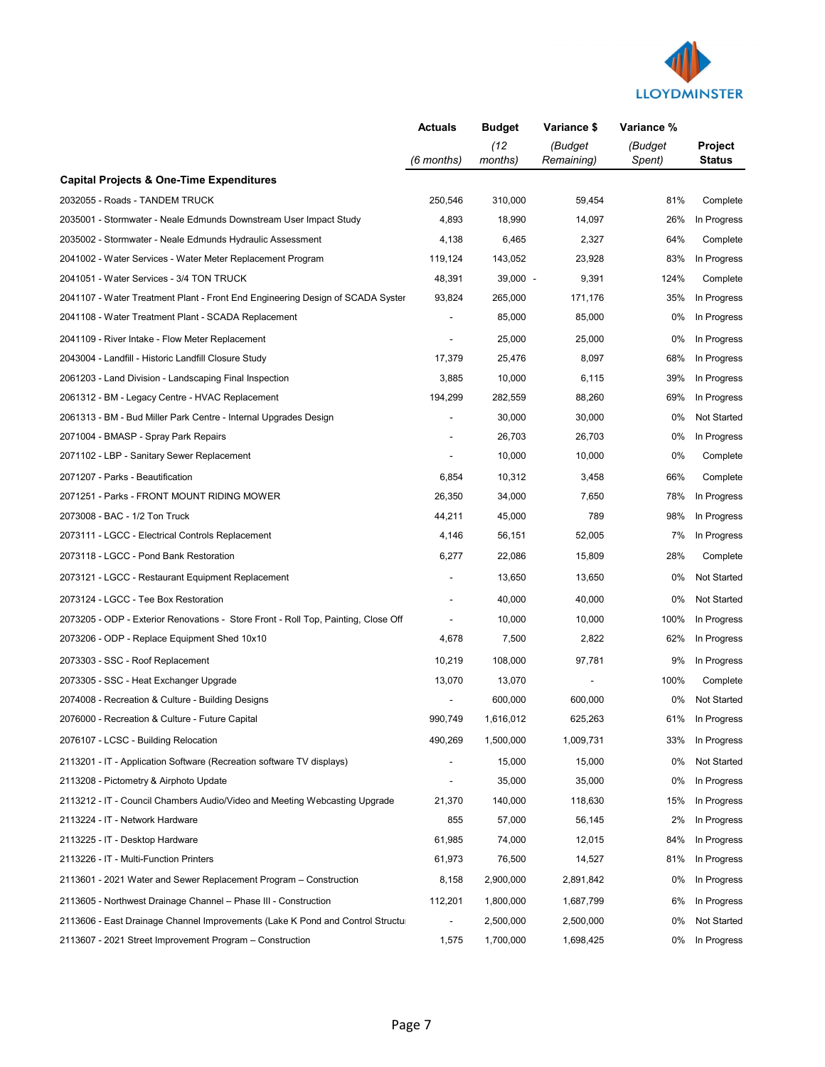| | Actuals | Budget | Variance $ | Variance % | |
|---|---|---|---|---|---|
| | *(6 months)* | *(12 months)* | *(Budget Remaining)* | *(Budget Spent)* | **Project Status** |
| **Capital Projects & One-Time Expenditures** | | | | | |
| 2032055 - Roads - TANDEM TRUCK | 250,546 | 310,000 | 59,454 | 81% | Complete |
| 2035001 - Stormwater - Neale Edmunds Downstream User Impact Study | 4,893 | 18,990 | 14,097 | 26% | In Progress |
| 2035002 - Stormwater - Neale Edmunds Hydraulic Assessment | 4,138 | 6,465 | 2,327 | 64% | Complete |
| 2041002 - Water Services - Water Meter Replacement Program | 119,124 | 143,052 | 23,928 | 83% | In Progress |
| 2041051 - Water Services - 3/4 TON TRUCK | 48,391 | 39,000 | - 9,391 | 124% | Complete |
| 2041107 - Water Treatment Plant - Front End Engineering Design of SCADA Syster | 93,824 | 265,000 | 171,176 | 35% | In Progress |
| 2041108 - Water Treatment Plant - SCADA Replacement | - | 85,000 | 85,000 | 0% | In Progress |
| 2041109 - River Intake - Flow Meter Replacement | - | 25,000 | 25,000 | 0% | In Progress |
| 2043004 - Landfill - Historic Landfill Closure Study | 17,379 | 25,476 | 8,097 | 68% | In Progress |
| 2061203 - Land Division - Landscaping Final Inspection | 3,885 | 10,000 | 6,115 | 39% | In Progress |
| 2061312 - BM - Legacy Centre - HVAC Replacement | 194,299 | 282,559 | 88,260 | 69% | In Progress |
| 2061313 - BM - Bud Miller Park Centre - Internal Upgrades Design | - | 30,000 | 30,000 | 0% | Not Started |
| 2071004 - BMASP - Spray Park Repairs | - | 26,703 | 26,703 | 0% | In Progress |
| 2071102 - LBP - Sanitary Sewer Replacement | - | 10,000 | 10,000 | 0% | Complete |
| 2071207 - Parks - Beautification | 6,854 | 10,312 | 3,458 | 66% | Complete |
| 2071251 - Parks - FRONT MOUNT RIDING MOWER | 26,350 | 34,000 | 7,650 | 78% | In Progress |
| 2073008 - BAC - 1/2 Ton Truck | 44,211 | 45,000 | 789 | 98% | In Progress |
| 2073111 - LGCC - Electrical Controls Replacement | 4,146 | 56,151 | 52,005 | 7% | In Progress |
| 2073118 - LGCC - Pond Bank Restoration | 6,277 | 22,086 | 15,809 | 28% | Complete |
| 2073121 - LGCC - Restaurant Equipment Replacement | - | 13,650 | 13,650 | 0% | Not Started |
| 2073124 - LGCC - Tee Box Restoration | - | 40,000 | 40,000 | 0% | Not Started |
| 2073205 - ODP - Exterior Renovations - Store Front - Roll Top, Painting, Close Off | - | 10,000 | 10,000 | 100% | In Progress |
| 2073206 - ODP - Replace Equipment Shed 10x10 | 4,678 | 7,500 | 2,822 | 62% | In Progress |
| 2073303 - SSC - Roof Replacement | 10,219 | 108,000 | 97,781 | 9% | In Progress |
| 2073305 - SSC - Heat Exchanger Upgrade | 13,070 | 13,070 | - | 100% | Complete |
| 2074008 - Recreation & Culture - Building Designs | - | 600,000 | 600,000 | 0% | Not Started |
| 2076000 - Recreation & Culture - Future Capital | 990,749 | 1,616,012 | 625,263 | 61% | In Progress |
| 2076107 - LCSC - Building Relocation | 490,269 | 1,500,000 | 1,009,731 | 33% | In Progress |
| 2113201 - IT - Application Software (Recreation software TV displays) | - | 15,000 | 15,000 | 0% | Not Started |
| 2113208 - Pictometry & Airphoto Update | - | 35,000 | 35,000 | 0% | In Progress |
| 2113212 - IT - Council Chambers Audio/Video and Meeting Webcasting Upgrade | 21,370 | 140,000 | 118,630 | 15% | In Progress |
| 2113224 - IT - Network Hardware | 855 | 57,000 | 56,145 | 2% | In Progress |
| 2113225 - IT - Desktop Hardware | 61,985 | 74,000 | 12,015 | 84% | In Progress |
| 2113226 - IT - Multi-Function Printers | 61,973 | 76,500 | 14,527 | 81% | In Progress |
| 2113601 - 2021 Water and Sewer Replacement Program – Construction | 8,158 | 2,900,000 | 2,891,842 | 0% | In Progress |
| 2113605 - Northwest Drainage Channel – Phase III - Construction | 112,201 | 1,800,000 | 1,687,799 | 6% | In Progress |
| 2113606 - East Drainage Channel Improvements (Lake K Pond and Control Structu | - | 2,500,000 | 2,500,000 | 0% | Not Started |
| 2113607 - 2021 Street Improvement Program – Construction | 1,575 | 1,700,000 | 1,698,425 | 0% | In Progress |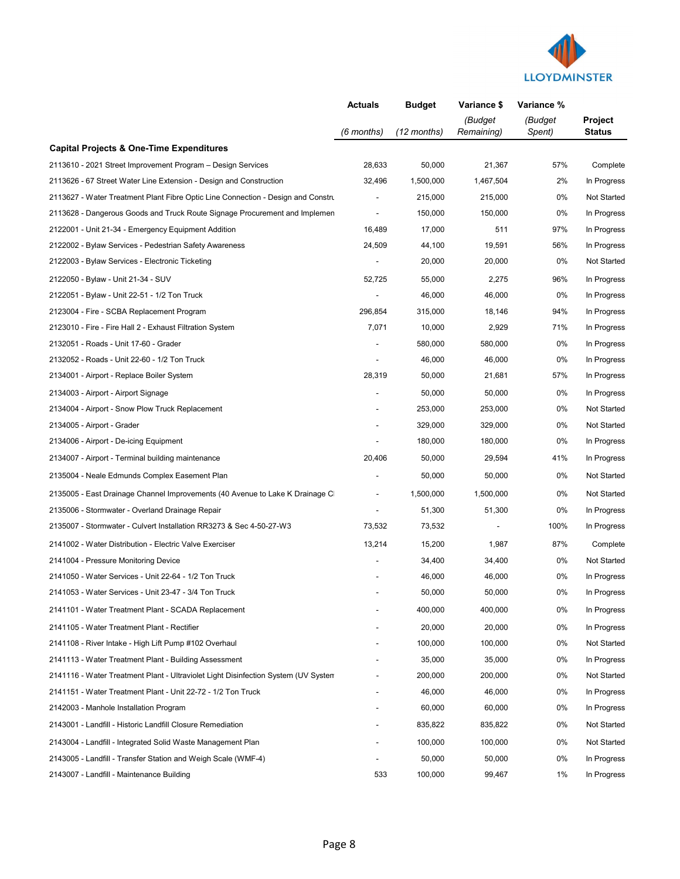| | Actuals | Budget | Variance $ | Variance % | Project Status |
|---|---|---|---|---|---|
| | *(6 months)* | *(12 months)* | *(Budget Remaining)* | *(Budget Spent)* | |
| **Capital Projects & One-Time Expenditures** | | | | | |
| 2113610 - 2021 Street Improvement Program – Design Services | 28,633 | 50,000 | 21,367 | 57% | Complete |
| 2113626 - 67 Street Water Line Extension - Design and Construction | 32,496 | 1,500,000 | 1,467,504 | 2% | In Progress |
| 2113627 - Water Treatment Plant Fibre Optic Line Connection - Design and Constru | - | 215,000 | 215,000 | 0% | Not Started |
| 2113628 - Dangerous Goods and Truck Route Signage Procurement and Implemen | - | 150,000 | 150,000 | 0% | In Progress |
| 2122001 - Unit 21-34 - Emergency Equipment Addition | 16,489 | 17,000 | 511 | 97% | In Progress |
| 2122002 - Bylaw Services - Pedestrian Safety Awareness | 24,509 | 44,100 | 19,591 | 56% | In Progress |
| 2122003 - Bylaw Services - Electronic Ticketing | - | 20,000 | 20,000 | 0% | Not Started |
| 2122050 - Bylaw - Unit 21-34 - SUV | 52,725 | 55,000 | 2,275 | 96% | In Progress |
| 2122051 - Bylaw - Unit 22-51 - 1/2 Ton Truck | - | 46,000 | 46,000 | 0% | In Progress |
| 2123004 - Fire - SCBA Replacement Program | 296,854 | 315,000 | 18,146 | 94% | In Progress |
| 2123010 - Fire - Fire Hall 2 - Exhaust Filtration System | 7,071 | 10,000 | 2,929 | 71% | In Progress |
| 2132051 - Roads - Unit 17-60 - Grader | - | 580,000 | 580,000 | 0% | In Progress |
| 2132052 - Roads - Unit 22-60 - 1/2 Ton Truck | - | 46,000 | 46,000 | 0% | In Progress |
| 2134001 - Airport - Replace Boiler System | 28,319 | 50,000 | 21,681 | 57% | In Progress |
| 2134003 - Airport - Airport Signage | - | 50,000 | 50,000 | 0% | In Progress |
| 2134004 - Airport - Snow Plow Truck Replacement | - | 253,000 | 253,000 | 0% | Not Started |
| 2134005 - Airport - Grader | - | 329,000 | 329,000 | 0% | Not Started |
| 2134006 - Airport - De-icing Equipment | - | 180,000 | 180,000 | 0% | In Progress |
| 2134007 - Airport - Terminal building maintenance | 20,406 | 50,000 | 29,594 | 41% | In Progress |
| 2135004 - Neale Edmunds Complex Easement Plan | - | 50,000 | 50,000 | 0% | Not Started |
| 2135005 - East Drainage Channel Improvements (40 Avenue to Lake K Drainage Cl | - | 1,500,000 | 1,500,000 | 0% | Not Started |
| 2135006 - Stormwater - Overland Drainage Repair | - | 51,300 | 51,300 | 0% | In Progress |
| 2135007 - Stormwater - Culvert Installation RR3273 & Sec 4-50-27-W3 | 73,532 | 73,532 | - | 100% | In Progress |
| 2141002 - Water Distribution - Electric Valve Exerciser | 13,214 | 15,200 | 1,987 | 87% | Complete |
| 2141004 - Pressure Monitoring Device | - | 34,400 | 34,400 | 0% | Not Started |
| 2141050 - Water Services - Unit 22-64 - 1/2 Ton Truck | - | 46,000 | 46,000 | 0% | In Progress |
| 2141053 - Water Services - Unit 23-47 - 3/4 Ton Truck | - | 50,000 | 50,000 | 0% | In Progress |
| 2141101 - Water Treatment Plant - SCADA Replacement | - | 400,000 | 400,000 | 0% | In Progress |
| 2141105 - Water Treatment Plant - Rectifier | - | 20,000 | 20,000 | 0% | In Progress |
| 2141108 - River Intake - High Lift Pump #102 Overhaul | - | 100,000 | 100,000 | 0% | Not Started |
| 2141113 - Water Treatment Plant - Building Assessment | - | 35,000 | 35,000 | 0% | In Progress |
| 2141116 - Water Treatment Plant - Ultraviolet Light Disinfection System (UV Systen | - | 200,000 | 200,000 | 0% | Not Started |
| 2141151 - Water Treatment Plant - Unit 22-72 - 1/2 Ton Truck | - | 46,000 | 46,000 | 0% | In Progress |
| 2142003 - Manhole Installation Program | - | 60,000 | 60,000 | 0% | In Progress |
| 2143001 - Landfill - Historic Landfill Closure Remediation | - | 835,822 | 835,822 | 0% | Not Started |
| 2143004 - Landfill - Integrated Solid Waste Management Plan | - | 100,000 | 100,000 | 0% | Not Started |
| 2143005 - Landfill - Transfer Station and Weigh Scale (WMF-4) | - | 50,000 | 50,000 | 0% | In Progress |
| 2143007 - Landfill - Maintenance Building | 533 | 100,000 | 99,467 | 1% | In Progress |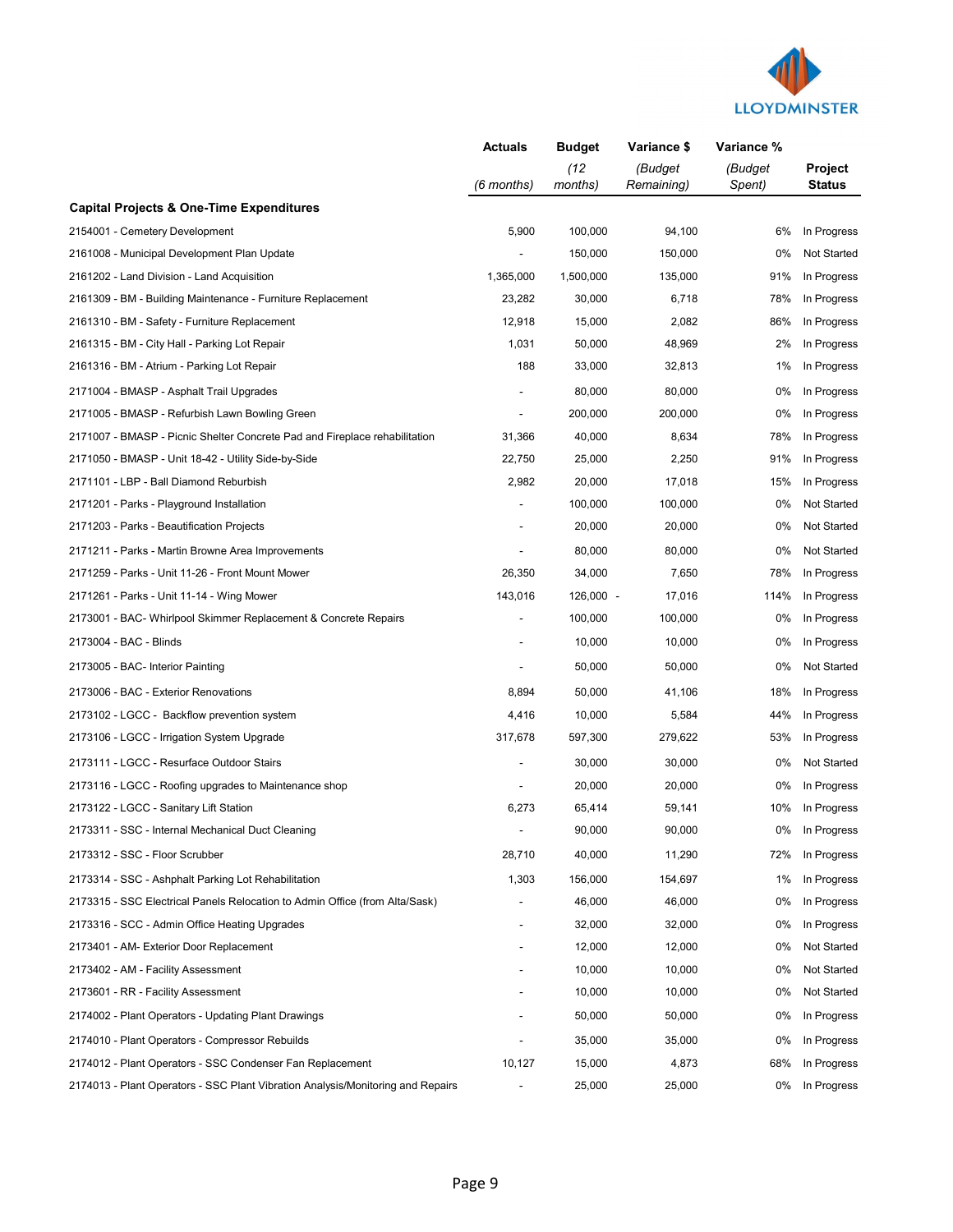| | Actuals | Budget | Variance $ | Variance % | |
|---|---|---|---|---|---|
| | *(6 months)* | *(12 months)* | *(Budget Remaining)* | *(Budget Spent)* | **Project Status** |
| **Capital Projects & One-Time Expenditures** | | | | | |
| 2154001 - Cemetery Development | 5,900 | 100,000 | 94,100 | 6% | In Progress |
| 2161008 - Municipal Development Plan Update | - | 150,000 | 150,000 | 0% | Not Started |
| 2161202 - Land Division - Land Acquisition | 1,365,000 | 1,500,000 | 135,000 | 91% | In Progress |
| 2161309 - BM - Building Maintenance - Furniture Replacement | 23,282 | 30,000 | 6,718 | 78% | In Progress |
| 2161310 - BM - Safety - Furniture Replacement | 12,918 | 15,000 | 2,082 | 86% | In Progress |
| 2161315 - BM - City Hall - Parking Lot Repair | 1,031 | 50,000 | 48,969 | 2% | In Progress |
| 2161316 - BM - Atrium - Parking Lot Repair | 188 | 33,000 | 32,813 | 1% | In Progress |
| 2171004 - BMASP - Asphalt Trail Upgrades | - | 80,000 | 80,000 | 0% | In Progress |
| 2171005 - BMASP - Refurbish Lawn Bowling Green | - | 200,000 | 200,000 | 0% | In Progress |
| 2171007 - BMASP - Picnic Shelter Concrete Pad and Fireplace rehabilitation | 31,366 | 40,000 | 8,634 | 78% | In Progress |
| 2171050 - BMASP - Unit 18-42 - Utility Side-by-Side | 22,750 | 25,000 | 2,250 | 91% | In Progress |
| 2171101 - LBP - Ball Diamond Reburbish | 2,982 | 20,000 | 17,018 | 15% | In Progress |
| 2171201 - Parks - Playground Installation | - | 100,000 | 100,000 | 0% | Not Started |
| 2171203 - Parks - Beautification Projects | - | 20,000 | 20,000 | 0% | Not Started |
| 2171211 - Parks - Martin Browne Area Improvements | - | 80,000 | 80,000 | 0% | Not Started |
| 2171259 - Parks - Unit 11-26 - Front Mount Mower | 26,350 | 34,000 | 7,650 | 78% | In Progress |
| 2171261 - Parks - Unit 11-14 - Wing Mower | 143,016 | 126,000 | - 17,016 | 114% | In Progress |
| 2173001 - BAC- Whirlpool Skimmer Replacement & Concrete Repairs | - | 100,000 | 100,000 | 0% | In Progress |
| 2173004 - BAC - Blinds | - | 10,000 | 10,000 | 0% | In Progress |
| 2173005 - BAC- Interior Painting | - | 50,000 | 50,000 | 0% | Not Started |
| 2173006 - BAC - Exterior Renovations | 8,894 | 50,000 | 41,106 | 18% | In Progress |
| 2173102 - LGCC - Backflow prevention system | 4,416 | 10,000 | 5,584 | 44% | In Progress |
| 2173106 - LGCC - Irrigation System Upgrade | 317,678 | 597,300 | 279,622 | 53% | In Progress |
| 2173111 - LGCC - Resurface Outdoor Stairs | - | 30,000 | 30,000 | 0% | Not Started |
| 2173116 - LGCC - Roofing upgrades to Maintenance shop | - | 20,000 | 20,000 | 0% | In Progress |
| 2173122 - LGCC - Sanitary Lift Station | 6,273 | 65,414 | 59,141 | 10% | In Progress |
| 2173311 - SSC - Internal Mechanical Duct Cleaning | - | 90,000 | 90,000 | 0% | In Progress |
| 2173312 - SSC - Floor Scrubber | 28,710 | 40,000 | 11,290 | 72% | In Progress |
| 2173314 - SSC - Ashphalt Parking Lot Rehabilitation | 1,303 | 156,000 | 154,697 | 1% | In Progress |
| 2173315 - SSC Electrical Panels Relocation to Admin Office (from Alta/Sask) | - | 46,000 | 46,000 | 0% | In Progress |
| 2173316 - SCC - Admin Office Heating Upgrades | - | 32,000 | 32,000 | 0% | In Progress |
| 2173401 - AM- Exterior Door Replacement | - | 12,000 | 12,000 | 0% | Not Started |
| 2173402 - AM - Facility Assessment | - | 10,000 | 10,000 | 0% | Not Started |
| 2173601 - RR - Facility Assessment | - | 10,000 | 10,000 | 0% | Not Started |
| 2174002 - Plant Operators - Updating Plant Drawings | - | 50,000 | 50,000 | 0% | In Progress |
| 2174010 - Plant Operators - Compressor Rebuilds | - | 35,000 | 35,000 | 0% | In Progress |
| 2174012 - Plant Operators - SSC Condenser Fan Replacement | 10,127 | 15,000 | 4,873 | 68% | In Progress |
| 2174013 - Plant Operators - SSC Plant Vibration Analysis/Monitoring and Repairs | - | 25,000 | 25,000 | 0% | In Progress |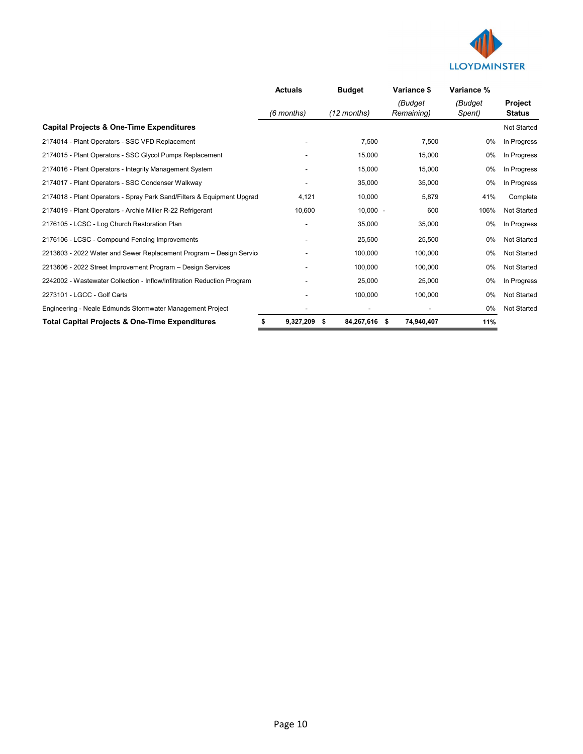| | Actuals | Budget | Variance $ | Variance % | |
|---|---|---|---|---|---|
| | *(6 months)* | *(12 months)* | *(Budget Remaining)* | *(Budget Spent)* | **Project Status** |
| **Capital Projects & One-Time Expenditures** | | | | | Not Started |
| 2174014 - Plant Operators - SSC VFD Replacement | - | 7,500 | 7,500 | 0% | In Progress |
| 2174015 - Plant Operators - SSC Glycol Pumps Replacement | - | 15,000 | 15,000 | 0% | In Progress |
| 2174016 - Plant Operators - Integrity Management System | - | 15,000 | 15,000 | 0% | In Progress |
| 2174017 - Plant Operators - SSC Condenser Walkway | - | 35,000 | 35,000 | 0% | In Progress |
| 2174018 - Plant Operators - Spray Park Sand/Filters & Equipment Upgrad | 4,121 | 10,000 | 5,879 | 41% | Complete |
| 2174019 - Plant Operators - Archie Miller R-22 Refrigerant | 10,600 | 10,000 | - 600 | 106% | Not Started |
| 2176105 - LCSC - Log Church Restoration Plan | - | 35,000 | 35,000 | 0% | In Progress |
| 2176106 - LCSC - Compound Fencing Improvements | - | 25,500 | 25,500 | 0% | Not Started |
| 2213603 - 2022 Water and Sewer Replacement Program – Design Servic | - | 100,000 | 100,000 | 0% | Not Started |
| 2213606 - 2022 Street Improvement Program – Design Services | - | 100,000 | 100,000 | 0% | Not Started |
| 2242002 - Wastewater Collection - Inflow/Infiltration Reduction Program | - | 25,000 | 25,000 | 0% | In Progress |
| 2273101 - LGCC - Golf Carts | - | 100,000 | 100,000 | 0% | Not Started |
| Engineering - Neale Edmunds Stormwater Management Project | - | - | - | 0% | Not Started |
| **Total Capital Projects & One-Time Expenditures** | **$ 9,327,209** | **$ 84,267,616** | **$ 74,940,407** | **11%** | |